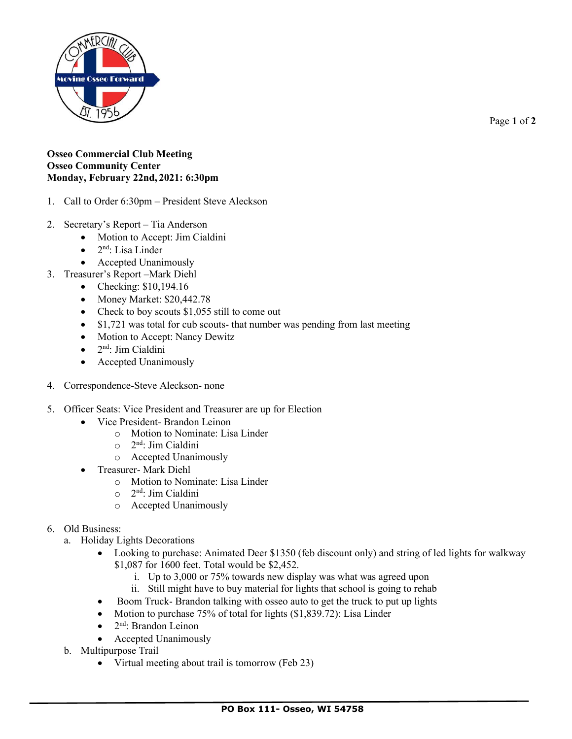**Osseo Commercial Club Meeting**
**Osseo Community Center**
**Monday, February 22nd, 2021: 6:30pm**

1. Call to Order 6:30pm – President Steve Aleckson
2. Secretary's Report – Tia Anderson
    - Motion to Accept: Jim Cialdini
    - 2nd: Lisa Linder
    - Accepted Unanimously
3. Treasurer's Report –Mark Diehl
    - Checking: $10,194.16
    - Money Market: $20,442.78
    - Check to boy scouts $1,055 still to come out
    - $1,721 was total for cub scouts- that number was pending from last meeting
    - Motion to Accept: Nancy Dewitz
    - 2nd: Jim Cialdini
    - Accepted Unanimously
4. Correspondence-Steve Aleckson- none
5. Officer Seats: Vice President and Treasurer are up for Election
    - Vice President- Brandon Leinon
        - Motion to Nominate: Lisa Linder
        - 2nd: Jim Cialdini
        - Accepted Unanimously
    - Treasurer- Mark Diehl
        - Motion to Nominate: Lisa Linder
        - 2nd: Jim Cialdini
        - Accepted Unanimously
6. Old Business:
    a. Holiday Lights Decorations
        - Looking to purchase: Animated Deer $1350 (feb discount only) and string of led lights for walkway $1,087 for 1600 feet. Total would be $2,452.
            i. Up to 3,000 or 75% towards new display was what was agreed upon
            ii. Still might have to buy material for lights that school is going to rehab
        - Boom Truck- Brandon talking with osseo auto to get the truck to put up lights
        - Motion to purchase 75% of total for lights ($1,839.72): Lisa Linder
        - 2nd: Brandon Leinon
        - Accepted Unanimously

    b. Multipurpose Trail
        - Virtual meeting about trail is tomorrow (Feb 23)

**PO Box 111- Osseo, WI 54758**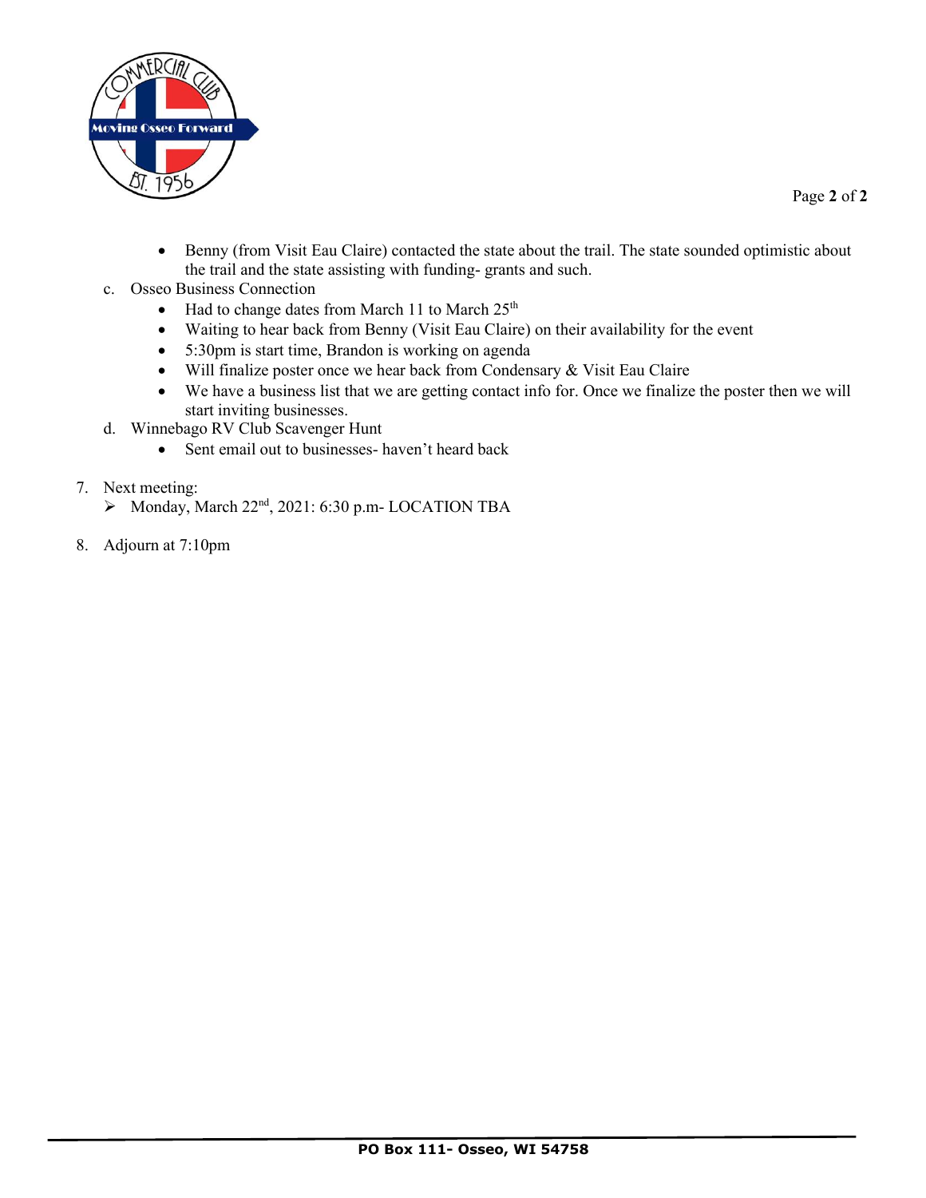- Benny (from Visit Eau Claire) contacted the state about the trail. The state sounded optimistic about the trail and the state assisting with funding- grants and such.

c. Osseo Business Connection
   - Had to change dates from March 11 to March 25th
   - Waiting to hear back from Benny (Visit Eau Claire) on their availability for the event
   - 5:30pm is start time, Brandon is working on agenda
   - Will finalize poster once we hear back from Condensary & Visit Eau Claire
   - We have a business list that we are getting contact info for. Once we finalize the poster then we will start inviting businesses.

d. Winnebago RV Club Scavenger Hunt
   - Sent email out to businesses- haven't heard back

7. Next meeting:
   - Monday, March 22nd, 2021: 6:30 p.m- LOCATION TBA

8. Adjourn at 7:10pm